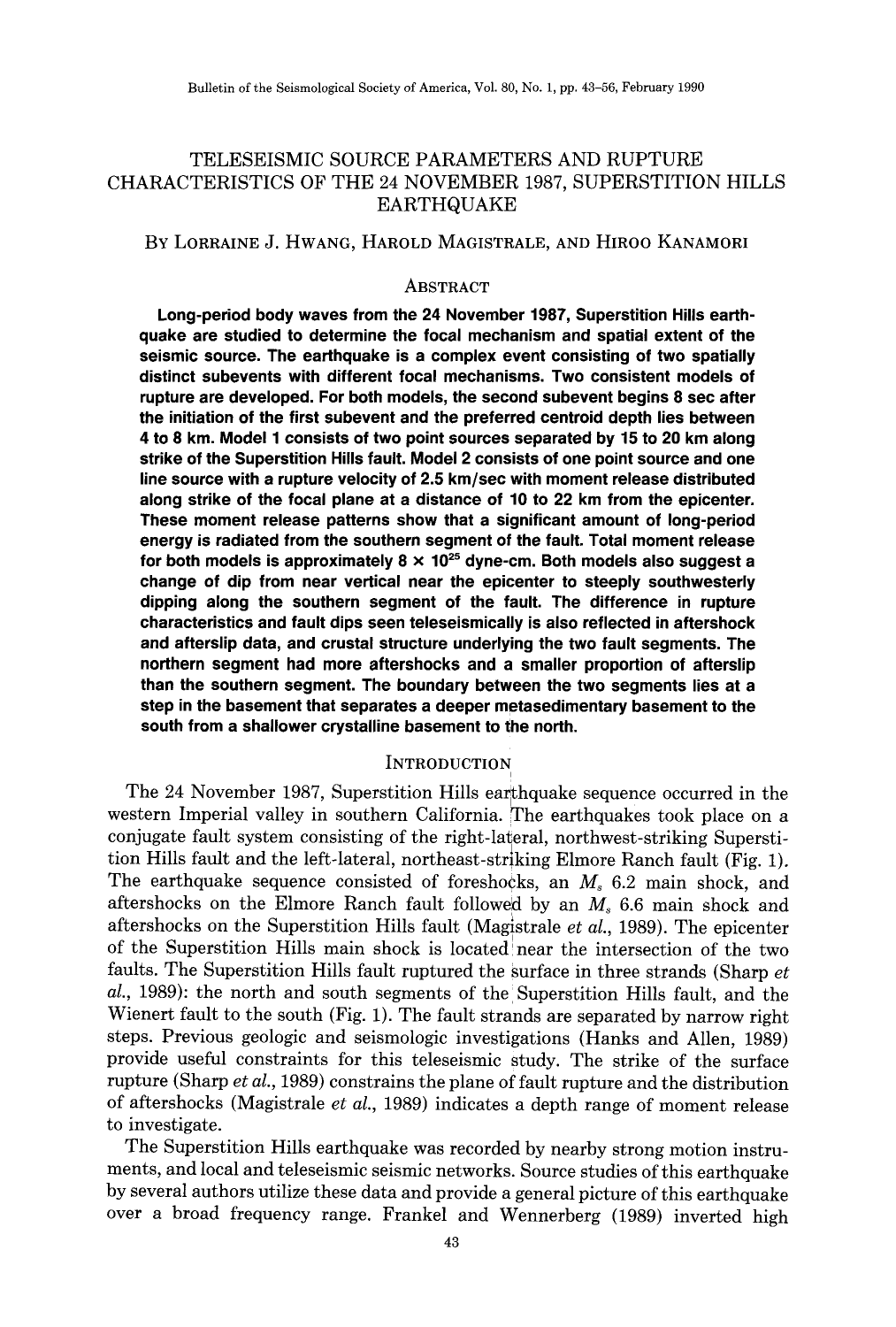# TELESEISMIC SOURCE PARAMETERS AND RUPTURE CHARACTERISTICS OF THE 24 NOVEMBER 1987, SUPERSTITION HILLS EARTHQUAKE

By Lorraine J. Hwang, Harold Magistrale, and Hiroo Kanamori

## Abstract

**Long-period body waves from the 24 November 1987, Superstition Hills earthquake are studied to determine the focal mechanism and spatial extent of the seismic source. The earthquake is a complex event consisting of two spatially distinct subevents with different focal mechanisms. Two consistent models of rupture are developed. For both models, the second subevent begins 8 sec after the initiation of the first subevent and the preferred centroid depth lies between 4 to 8 km. Model 1 consists of two point sources separated by 15 to 20 km along strike of the Superstition Hills fault. Model 2 consists of one point source and one line source with a rupture velocity of 2.5 km/sec with moment release distributed along strike of the focal plane at a distance of 10 to 22 km from the epicenter. These moment release patterns show that a significant amount of long-period energy is radiated from the southern segment of the fault. Total moment release for both models is approximately 8 × $10^{25}$ dyne-cm. Both models also suggest a change of dip from near vertical near the epicenter to steeply southwesterly dipping along the southern segment of the fault. The difference in rupture characteristics and fault dips seen teleseismically is also reflected in aftershock and afterslip data, and crustal structure underlying the two fault segments. The northern segment had more aftershocks and a smaller proportion of afterslip than the southern segment. The boundary between the two segments lies at a step in the basement that separates a deeper metasedimentary basement to the south from a shallower crystalline basement to the north.**

## Introduction

The 24 November 1987, Superstition Hills earthquake sequence occurred in the western Imperial valley in southern California. The earthquakes took place on a conjugate fault system consisting of the right-lateral, northwest-striking Superstition Hills fault and the left-lateral, northeast-striking Elmore Ranch fault (Fig. 1). The earthquake sequence consisted of foreshocks, an $M_s$ 6.2 main shock, and aftershocks on the Elmore Ranch fault followed by an $M_s$ 6.6 main shock and aftershocks on the Superstition Hills fault (Magistrale *et al.*, 1989). The epicenter of the Superstition Hills main shock is located near the intersection of the two faults. The Superstition Hills fault ruptured the surface in three strands (Sharp *et al.*, 1989): the north and south segments of the Superstition Hills fault, and the Wienert fault to the south (Fig. 1). The fault strands are separated by narrow right steps. Previous geologic and seismologic investigations (Hanks and Allen, 1989) provide useful constraints for this teleseismic study. The strike of the surface rupture (Sharp *et al.*, 1989) constrains the plane of fault rupture and the distribution of aftershocks (Magistrale *et al.*, 1989) indicates a depth range of moment release to investigate.

The Superstition Hills earthquake was recorded by nearby strong motion instruments, and local and teleseismic seismic networks. Source studies of this earthquake by several authors utilize these data and provide a general picture of this earthquake over a broad frequency range. Frankel and Wennerberg (1989) inverted high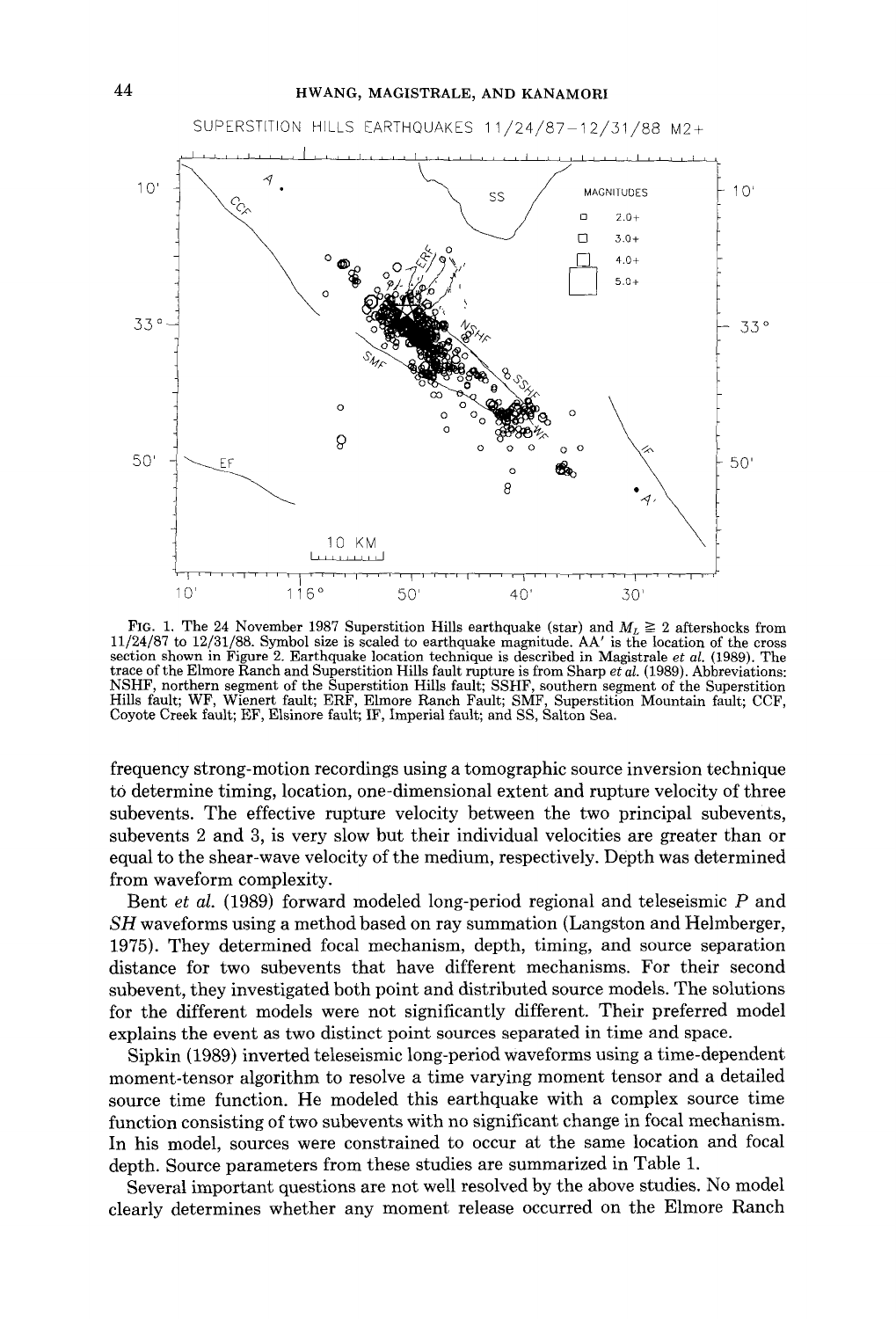FIG. 1. The 24 November 1987 Superstition Hills earthquake (star) and $M_L \geqq 2$ aftershocks from 11/24/87 to 12/31/88. Symbol size is scaled to earthquake magnitude. AA′ is the location of the cross section shown in Figure 2. Earthquake location technique is described in Magistrale *et al.* (1989). The trace of the Elmore Ranch and Superstition Hills fault rupture is from Sharp *et al.* (1989). Abbreviations: NSHF, northern segment of the Superstition Hills fault; SSHF, southern segment of the Superstition Hills fault; WF, Wienert fault; ERF, Elmore Ranch Fault; SMF, Superstition Mountain fault; CCF, Coyote Creek fault; EF, Elsinore fault; IF, Imperial fault; and SS, Salton Sea.

frequency strong-motion recordings using a tomographic source inversion technique to determine timing, location, one-dimensional extent and rupture velocity of three subevents. The effective rupture velocity between the two principal subevents, subevents 2 and 3, is very slow but their individual velocities are greater than or equal to the shear-wave velocity of the medium, respectively. Depth was determined from waveform complexity.

Bent *et al.* (1989) forward modeled long-period regional and teleseismic *P* and *SH* waveforms using a method based on ray summation (Langston and Helmberger, 1975). They determined focal mechanism, depth, timing, and source separation distance for two subevents that have different mechanisms. For their second subevent, they investigated both point and distributed source models. The solutions for the different models were not significantly different. Their preferred model explains the event as two distinct point sources separated in time and space.

Sipkin (1989) inverted teleseismic long-period waveforms using a time-dependent moment-tensor algorithm to resolve a time varying moment tensor and a detailed source time function. He modeled this earthquake with a complex source time function consisting of two subevents with no significant change in focal mechanism. In his model, sources were constrained to occur at the same location and focal depth. Source parameters from these studies are summarized in Table 1.

Several important questions are not well resolved by the above studies. No model clearly determines whether any moment release occurred on the Elmore Ranch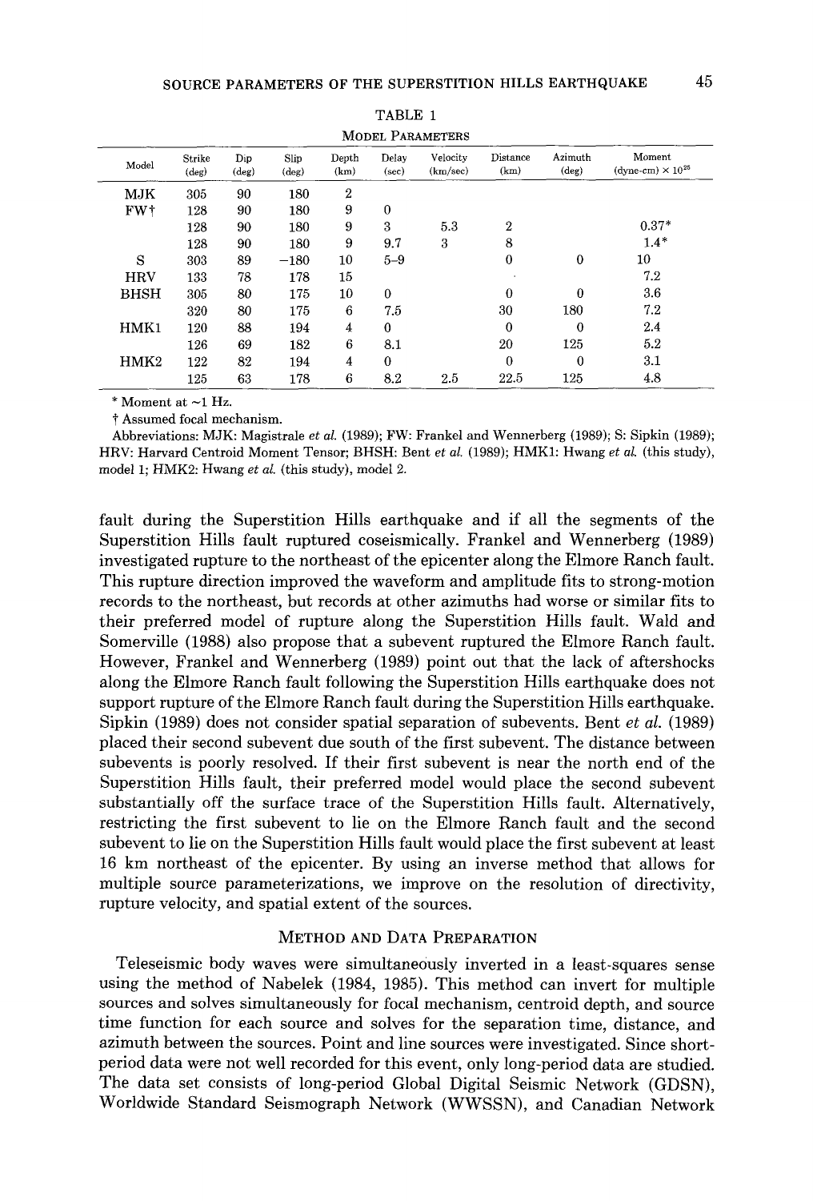TABLE 1

MODEL PARAMETERS

| Model | Strike (deg) | Dip (deg) | Slip (deg) | Depth (km) | Delay (sec) | Velocity (km/sec) | Distance (km) | Azimuth (deg) | Moment (dyne-cm) × $10^{25}$ |
|---|---|---|---|---|---|---|---|---|---|
| MJK | 305 | 90 | 180 | 2 | | | | | |
| FW† | 128 | 90 | 180 | 9 | 0 | | | | |
| | 128 | 90 | 180 | 9 | 3 | 5.3 | 2 | | 0.37* |
| | 128 | 90 | 180 | 9 | 9.7 | 3 | 8 | | 1.4* |
| S | 303 | 89 | −180 | 10 | 5–9 | | 0 | 0 | 10 |
| HRV | 133 | 78 | 178 | 15 | | | | | 7.2 |
| BHSH | 305 | 80 | 175 | 10 | 0 | | 0 | 0 | 3.6 |
| | 320 | 80 | 175 | 6 | 7.5 | | 30 | 180 | 7.2 |
| HMK1 | 120 | 88 | 194 | 4 | 0 | | 0 | 0 | 2.4 |
| | 126 | 69 | 182 | 6 | 8.1 | | 20 | 125 | 5.2 |
| HMK2 | 122 | 82 | 194 | 4 | 0 | | 0 | 0 | 3.1 |
| | 125 | 63 | 178 | 6 | 8.2 | 2.5 | 22.5 | 125 | 4.8 |

\* Moment at ~1 Hz.

† Assumed focal mechanism.

Abbreviations: MJK: Magistrale *et al.* (1989); FW: Frankel and Wennerberg (1989); S: Sipkin (1989); HRV: Harvard Centroid Moment Tensor; BHSH: Bent *et al.* (1989); HMK1: Hwang *et al.* (this study), model 1; HMK2: Hwang *et al.* (this study), model 2.

fault during the Superstition Hills earthquake and if all the segments of the Superstition Hills fault ruptured coseismically. Frankel and Wennerberg (1989) investigated rupture to the northeast of the epicenter along the Elmore Ranch fault. This rupture direction improved the waveform and amplitude fits to strong-motion records to the northeast, but records at other azimuths had worse or similar fits to their preferred model of rupture along the Superstition Hills fault. Wald and Somerville (1988) also propose that a subevent ruptured the Elmore Ranch fault. However, Frankel and Wennerberg (1989) point out that the lack of aftershocks along the Elmore Ranch fault following the Superstition Hills earthquake does not support rupture of the Elmore Ranch fault during the Superstition Hills earthquake. Sipkin (1989) does not consider spatial separation of subevents. Bent *et al.* (1989) placed their second subevent due south of the first subevent. The distance between subevents is poorly resolved. If their first subevent is near the north end of the Superstition Hills fault, their preferred model would place the second subevent substantially off the surface trace of the Superstition Hills fault. Alternatively, restricting the first subevent to lie on the Elmore Ranch fault and the second subevent to lie on the Superstition Hills fault would place the first subevent at least 16 km northeast of the epicenter. By using an inverse method that allows for multiple source parameterizations, we improve on the resolution of directivity, rupture velocity, and spatial extent of the sources.

## METHOD AND DATA PREPARATION

Teleseismic body waves were simultaneously inverted in a least-squares sense using the method of Nabelek (1984, 1985). This method can invert for multiple sources and solves simultaneously for focal mechanism, centroid depth, and source time function for each source and solves for the separation time, distance, and azimuth between the sources. Point and line sources were investigated. Since short-period data were not well recorded for this event, only long-period data are studied. The data set consists of long-period Global Digital Seismic Network (GDSN), Worldwide Standard Seismograph Network (WWSSN), and Canadian Network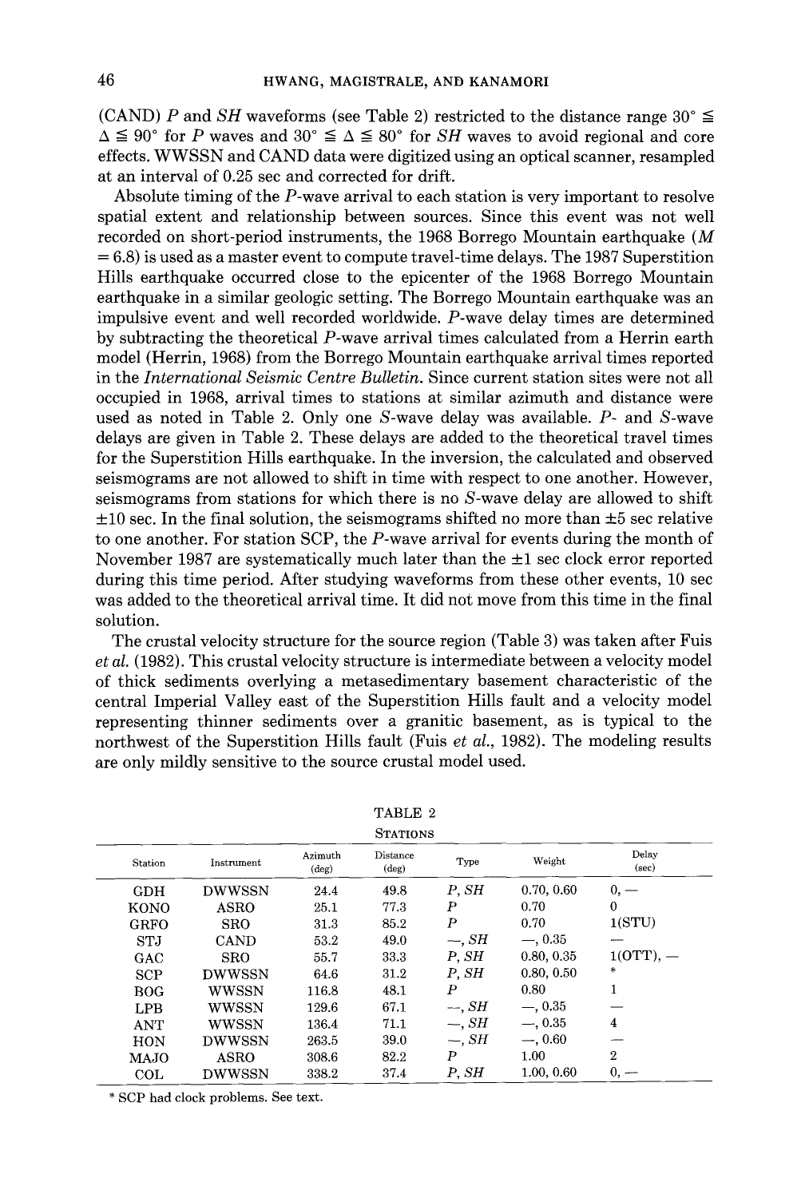(CAND) *P* and *SH* waveforms (see Table 2) restricted to the distance range $30° \leqq \Delta \leqq 90°$ for *P* waves and $30° \leqq \Delta \leqq 80°$ for *SH* waves to avoid regional and core effects. WWSSN and CAND data were digitized using an optical scanner, resampled at an interval of 0.25 sec and corrected for drift.

Absolute timing of the *P*-wave arrival to each station is very important to resolve spatial extent and relationship between sources. Since this event was not well recorded on short-period instruments, the 1968 Borrego Mountain earthquake ($M = 6.8$) is used as a master event to compute travel-time delays. The 1987 Superstition Hills earthquake occurred close to the epicenter of the 1968 Borrego Mountain earthquake in a similar geologic setting. The Borrego Mountain earthquake was an impulsive event and well recorded worldwide. *P*-wave delay times are determined by subtracting the theoretical *P*-wave arrival times calculated from a Herrin earth model (Herrin, 1968) from the Borrego Mountain earthquake arrival times reported in the *International Seismic Centre Bulletin*. Since current station sites were not all occupied in 1968, arrival times to stations at similar azimuth and distance were used as noted in Table 2. Only one *S*-wave delay was available. *P*- and *S*-wave delays are given in Table 2. These delays are added to the theoretical travel times for the Superstition Hills earthquake. In the inversion, the calculated and observed seismograms are not allowed to shift in time with respect to one another. However, seismograms from stations for which there is no *S*-wave delay are allowed to shift ±10 sec. In the final solution, the seismograms shifted no more than ±5 sec relative to one another. For station SCP, the *P*-wave arrival for events during the month of November 1987 are systematically much later than the ±1 sec clock error reported during this time period. After studying waveforms from these other events, 10 sec was added to the theoretical arrival time. It did not move from this time in the final solution.

The crustal velocity structure for the source region (Table 3) was taken after Fuis *et al.* (1982). This crustal velocity structure is intermediate between a velocity model of thick sediments overlying a metasedimentary basement characteristic of the central Imperial Valley east of the Superstition Hills fault and a velocity model representing thinner sediments over a granitic basement, as is typical to the northwest of the Superstition Hills fault (Fuis *et al.*, 1982). The modeling results are only mildly sensitive to the source crustal model used.

TABLE 2

STATIONS

| Station | Instrument | Azimuth (deg) | Distance (deg) | Type | Weight | Delay (sec) |
|---|---|---|---|---|---|---|
| GDH | DWWSSN | 24.4 | 49.8 | *P*, *SH* | 0.70, 0.60 | 0, — |
| KONO | ASRO | 25.1 | 77.3 | *P* | 0.70 | 0 |
| GRFO | SRO | 31.3 | 85.2 | *P* | 0.70 | 1(STU) |
| STJ | CAND | 53.2 | 49.0 | —, *SH* | —, 0.35 | — |
| GAC | SRO | 55.7 | 33.3 | *P*, *SH* | 0.80, 0.35 | 1(OTT), — |
| SCP | DWWSSN | 64.6 | 31.2 | *P*, *SH* | 0.80, 0.50 | * |
| BOG | WWSSN | 116.8 | 48.1 | *P* | 0.80 | 1 |
| LPB | WWSSN | 129.6 | 67.1 | —, *SH* | —, 0.35 | — |
| ANT | WWSSN | 136.4 | 71.1 | —, *SH* | —, 0.35 | 4 |
| HON | DWWSSN | 263.5 | 39.0 | —, *SH* | —, 0.60 | — |
| MAJO | ASRO | 308.6 | 82.2 | *P* | 1.00 | 2 |
| COL | DWWSSN | 338.2 | 37.4 | *P*, *SH* | 1.00, 0.60 | 0, — |

* SCP had clock problems. See text.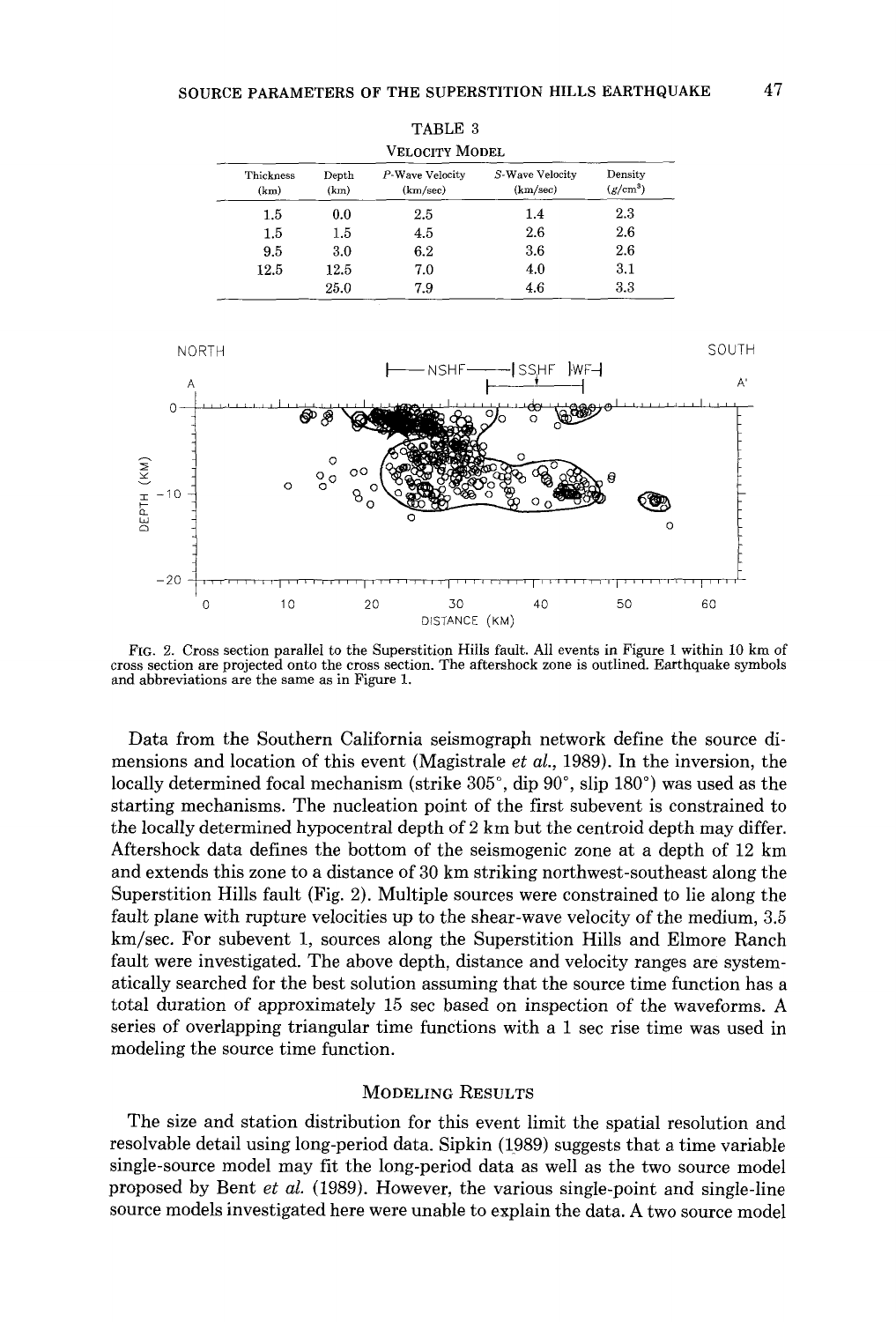TABLE 3

VELOCITY MODEL

| Thickness (km) | Depth (km) | P-Wave Velocity (km/sec) | S-Wave Velocity (km/sec) | Density (g/cm³) |
|---|---|---|---|---|
| 1.5 | 0.0 | 2.5 | 1.4 | 2.3 |
| 1.5 | 1.5 | 4.5 | 2.6 | 2.6 |
| 9.5 | 3.0 | 6.2 | 3.6 | 2.6 |
| 12.5 | 12.5 | 7.0 | 4.0 | 3.1 |
|  | 25.0 | 7.9 | 4.6 | 3.3 |

FIG. 2. Cross section parallel to the Superstition Hills fault. All events in Figure 1 within 10 km of cross section are projected onto the cross section. The aftershock zone is outlined. Earthquake symbols and abbreviations are the same as in Figure 1.

Data from the Southern California seismograph network define the source dimensions and location of this event (Magistrale *et al.*, 1989). In the inversion, the locally determined focal mechanism (strike 305°, dip 90°, slip 180°) was used as the starting mechanisms. The nucleation point of the first subevent is constrained to the locally determined hypocentral depth of 2 km but the centroid depth may differ. Aftershock data defines the bottom of the seismogenic zone at a depth of 12 km and extends this zone to a distance of 30 km striking northwest-southeast along the Superstition Hills fault (Fig. 2). Multiple sources were constrained to lie along the fault plane with rupture velocities up to the shear-wave velocity of the medium, 3.5 km/sec. For subevent 1, sources along the Superstition Hills and Elmore Ranch fault were investigated. The above depth, distance and velocity ranges are systematically searched for the best solution assuming that the source time function has a total duration of approximately 15 sec based on inspection of the waveforms. A series of overlapping triangular time functions with a 1 sec rise time was used in modeling the source time function.

## MODELING RESULTS

The size and station distribution for this event limit the spatial resolution and resolvable detail using long-period data. Sipkin (1989) suggests that a time variable single-source model may fit the long-period data as well as the two source model proposed by Bent *et al.* (1989). However, the various single-point and single-line source models investigated here were unable to explain the data. A two source model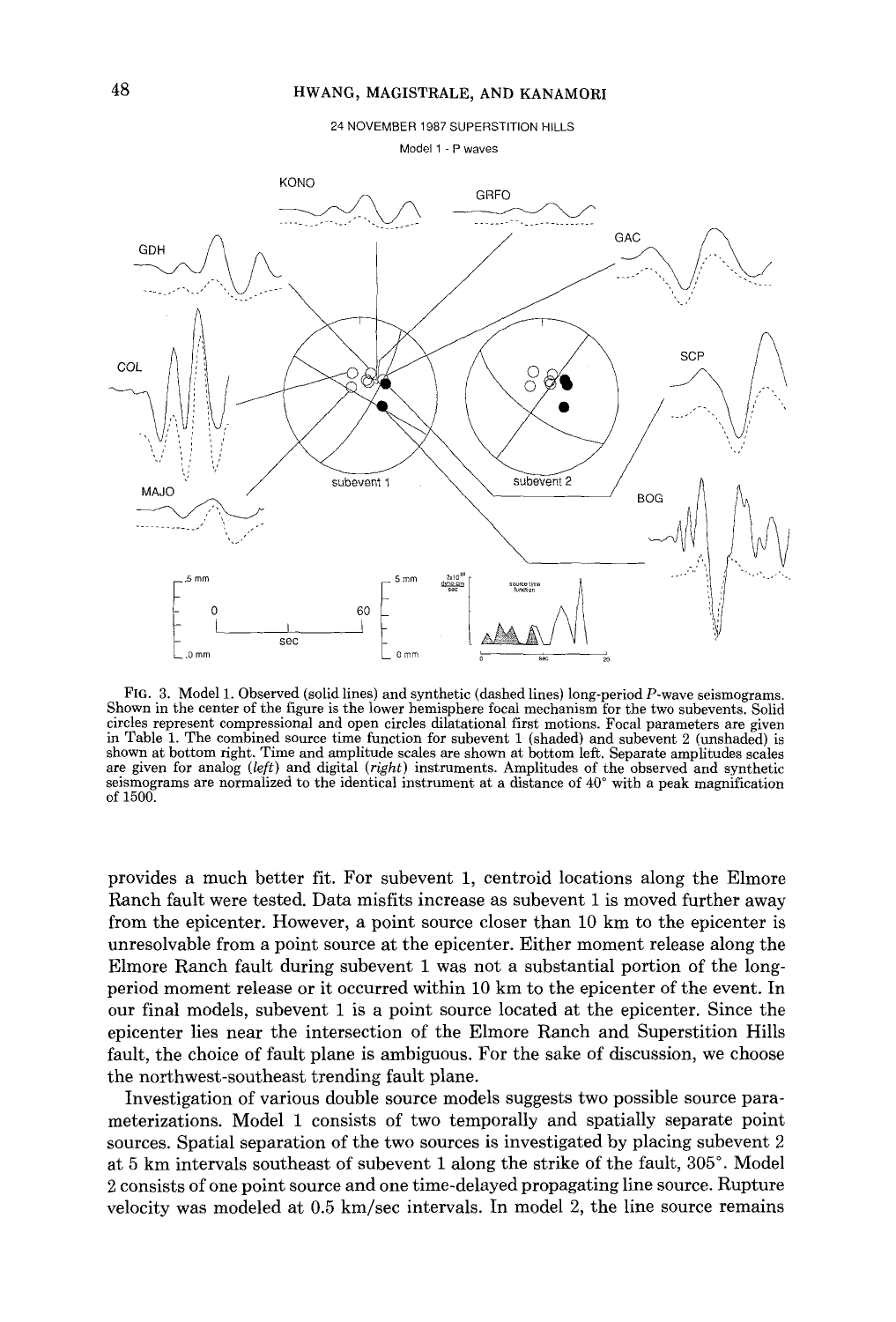FIG. 3. Model 1. Observed (solid lines) and synthetic (dashed lines) long-period *P*-wave seismograms. Shown in the center of the figure is the lower hemisphere focal mechanism for the two subevents. Solid circles represent compressional and open circles dilatational first motions. Focal parameters are given in Table 1. The combined source time function for subevent 1 (shaded) and subevent 2 (unshaded) is shown at bottom right. Time and amplitude scales are shown at bottom left. Separate amplitudes scales are given for analog (*left*) and digital (*right*) instruments. Amplitudes of the observed and synthetic seismograms are normalized to the identical instrument at a distance of 40° with a peak magnification of 1500.

provides a much better fit. For subevent 1, centroid locations along the Elmore Ranch fault were tested. Data misfits increase as subevent 1 is moved further away from the epicenter. However, a point source closer than 10 km to the epicenter is unresolvable from a point source at the epicenter. Either moment release along the Elmore Ranch fault during subevent 1 was not a substantial portion of the long-period moment release or it occurred within 10 km to the epicenter of the event. In our final models, subevent 1 is a point source located at the epicenter. Since the epicenter lies near the intersection of the Elmore Ranch and Superstition Hills fault, the choice of fault plane is ambiguous. For the sake of discussion, we choose the northwest-southeast trending fault plane.

Investigation of various double source models suggests two possible source parameterizations. Model 1 consists of two temporally and spatially separate point sources. Spatial separation of the two sources is investigated by placing subevent 2 at 5 km intervals southeast of subevent 1 along the strike of the fault, 305°. Model 2 consists of one point source and one time-delayed propagating line source. Rupture velocity was modeled at 0.5 km/sec intervals. In model 2, the line source remains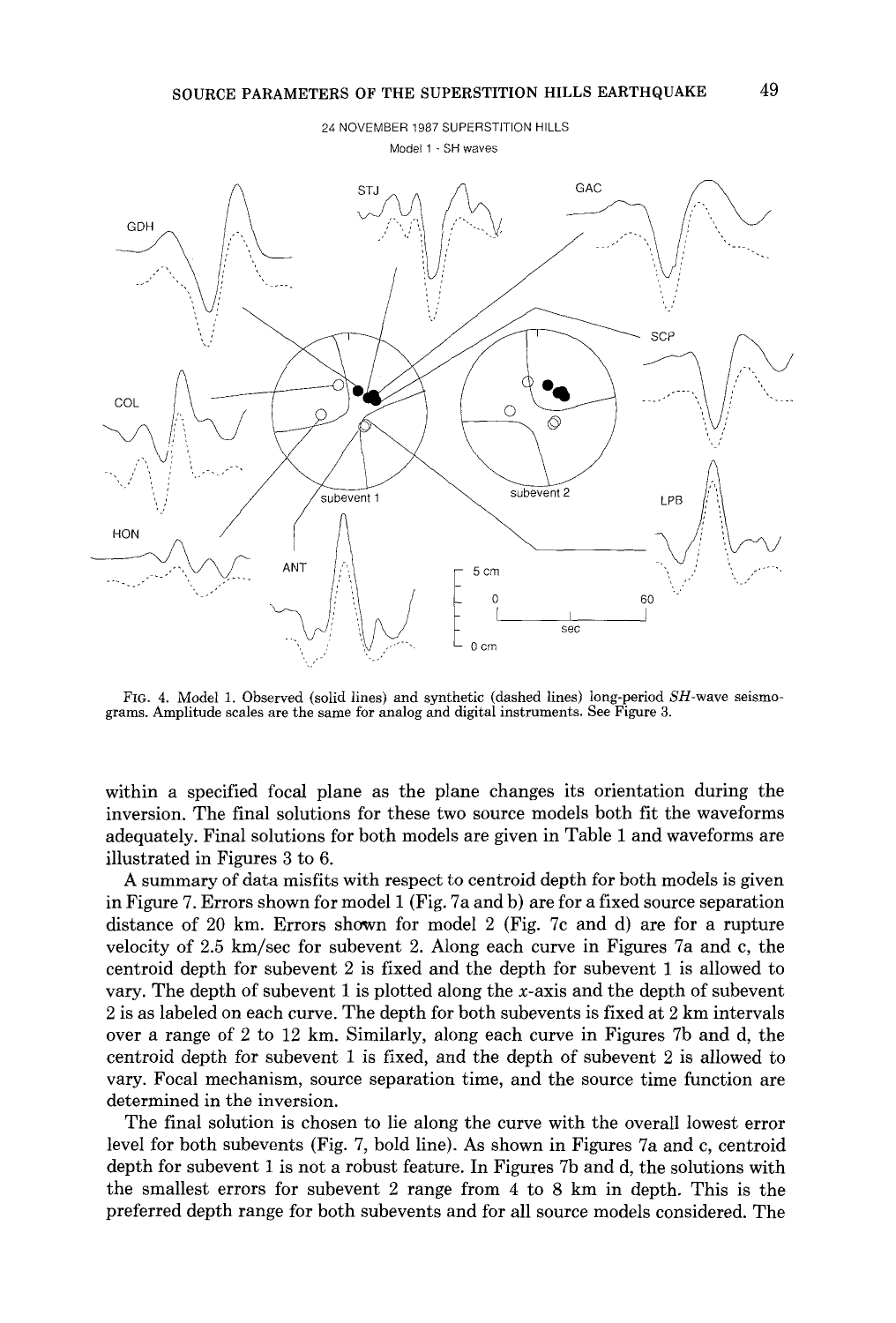FIG. 4. Model 1. Observed (solid lines) and synthetic (dashed lines) long-period *SH*-wave seismograms. Amplitude scales are the same for analog and digital instruments. See Figure 3.

within a specified focal plane as the plane changes its orientation during the inversion. The final solutions for these two source models both fit the waveforms adequately. Final solutions for both models are given in Table 1 and waveforms are illustrated in Figures 3 to 6.

A summary of data misfits with respect to centroid depth for both models is given in Figure 7. Errors shown for model 1 (Fig. 7a and b) are for a fixed source separation distance of 20 km. Errors shown for model 2 (Fig. 7c and d) are for a rupture velocity of 2.5 km/sec for subevent 2. Along each curve in Figures 7a and c, the centroid depth for subevent 2 is fixed and the depth for subevent 1 is allowed to vary. The depth of subevent 1 is plotted along the *x*-axis and the depth of subevent 2 is as labeled on each curve. The depth for both subevents is fixed at 2 km intervals over a range of 2 to 12 km. Similarly, along each curve in Figures 7b and d, the centroid depth for subevent 1 is fixed, and the depth of subevent 2 is allowed to vary. Focal mechanism, source separation time, and the source time function are determined in the inversion.

The final solution is chosen to lie along the curve with the overall lowest error level for both subevents (Fig. 7, bold line). As shown in Figures 7a and c, centroid depth for subevent 1 is not a robust feature. In Figures 7b and d, the solutions with the smallest errors for subevent 2 range from 4 to 8 km in depth. This is the preferred depth range for both subevents and for all source models considered. The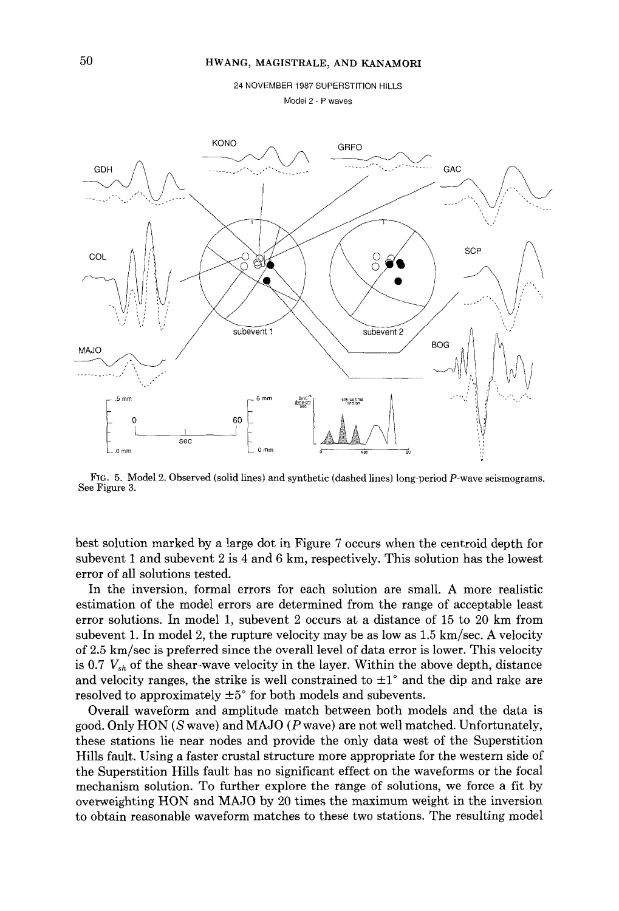24 NOVEMBER 1987 SUPERSTITION HILLS

Model 2 - P waves

FIG. 5. Model 2. Observed (solid lines) and synthetic (dashed lines) long-period *P*-wave seismograms. See Figure 3.

best solution marked by a large dot in Figure 7 occurs when the centroid depth for subevent 1 and subevent 2 is 4 and 6 km, respectively. This solution has the lowest error of all solutions tested.

In the inversion, formal errors for each solution are small. A more realistic estimation of the model errors are determined from the range of acceptable least error solutions. In model 1, subevent 2 occurs at a distance of 15 to 20 km from subevent 1. In model 2, the rupture velocity may be as low as 1.5 km/sec. A velocity of 2.5 km/sec is preferred since the overall level of data error is lower. This velocity is 0.7 $V_{sh}$ of the shear-wave velocity in the layer. Within the above depth, distance and velocity ranges, the strike is well constrained to $\pm 1°$ and the dip and rake are resolved to approximately $\pm 5°$ for both models and subevents.

Overall waveform and amplitude match between both models and the data is good. Only HON (*S* wave) and MAJO (*P* wave) are not well matched. Unfortunately, these stations lie near nodes and provide the only data west of the Superstition Hills fault. Using a faster crustal structure more appropriate for the western side of the Superstition Hills fault has no significant effect on the waveforms or the focal mechanism solution. To further explore the range of solutions, we force a fit by overweighting HON and MAJO by 20 times the maximum weight in the inversion to obtain reasonable waveform matches to these two stations. The resulting model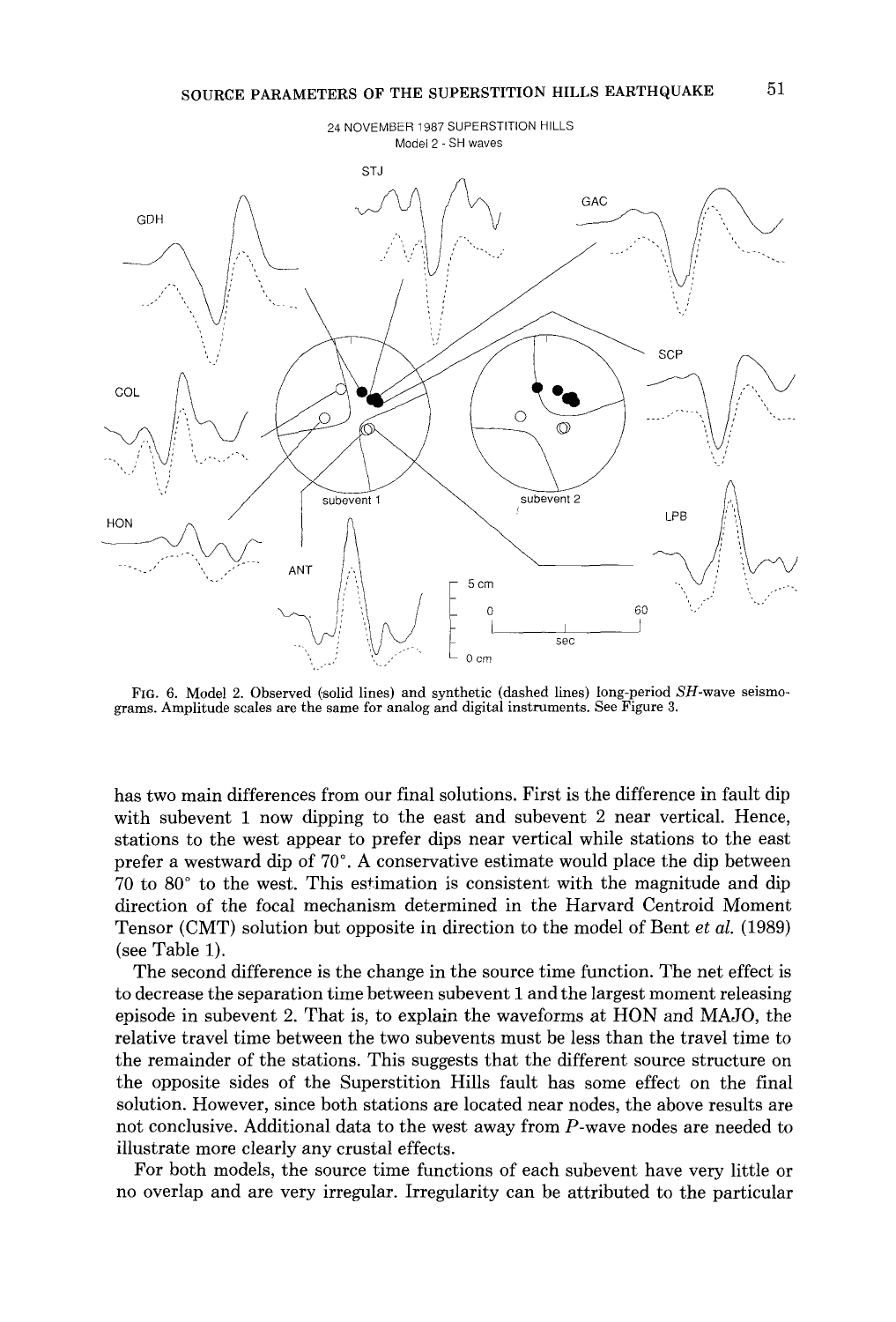FIG. 6. Model 2. Observed (solid lines) and synthetic (dashed lines) long-period *SH*-wave seismograms. Amplitude scales are the same for analog and digital instruments. See Figure 3.

has two main differences from our final solutions. First is the difference in fault dip with subevent 1 now dipping to the east and subevent 2 near vertical. Hence, stations to the west appear to prefer dips near vertical while stations to the east prefer a westward dip of 70°. A conservative estimate would place the dip between 70 to 80° to the west. This estimation is consistent with the magnitude and dip direction of the focal mechanism determined in the Harvard Centroid Moment Tensor (CMT) solution but opposite in direction to the model of Bent *et al.* (1989) (see Table 1).

The second difference is the change in the source time function. The net effect is to decrease the separation time between subevent 1 and the largest moment releasing episode in subevent 2. That is, to explain the waveforms at HON and MAJO, the relative travel time between the two subevents must be less than the travel time to the remainder of the stations. This suggests that the different source structure on the opposite sides of the Superstition Hills fault has some effect on the final solution. However, since both stations are located near nodes, the above results are not conclusive. Additional data to the west away from *P*-wave nodes are needed to illustrate more clearly any crustal effects.

For both models, the source time functions of each subevent have very little or no overlap and are very irregular. Irregularity can be attributed to the particular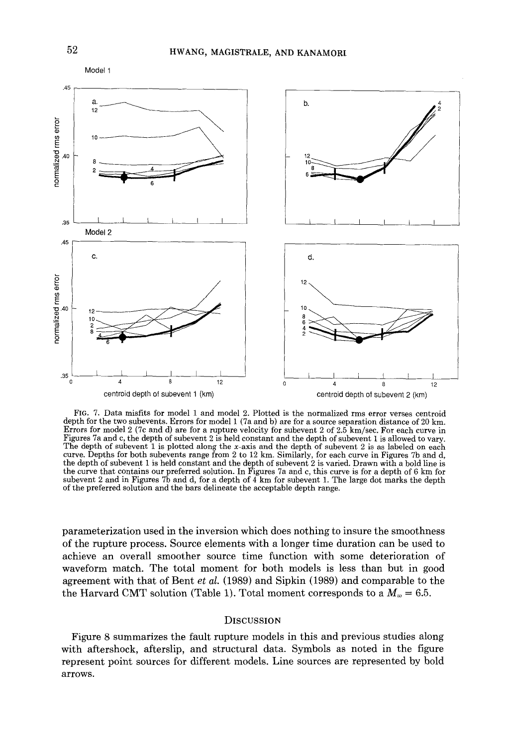FIG. 7. Data misfits for model 1 and model 2. Plotted is the normalized rms error verses centroid depth for the two subevents. Errors for model 1 (7a and b) are for a source separation distance of 20 km. Errors for model 2 (7c and d) are for a rupture velocity for subevent 2 of 2.5 km/sec. For each curve in Figures 7a and c, the depth of subevent 2 is held constant and the depth of subevent 1 is allowed to vary. The depth of subevent 1 is plotted along the *x*-axis and the depth of subevent 2 is as labeled on each curve. Depths for both subevents range from 2 to 12 km. Similarly, for each curve in Figures 7b and d, the depth of subevent 1 is held constant and the depth of subevent 2 is varied. Drawn with a bold line is the curve that contains our preferred solution. In Figures 7a and c, this curve is for a depth of 6 km for subevent 2 and in Figures 7b and d, for a depth of 4 km for subevent 1. The large dot marks the depth of the preferred solution and the bars delineate the acceptable depth range.

parameterization used in the inversion which does nothing to insure the smoothness of the rupture process. Source elements with a longer time duration can be used to achieve an overall smoother source time function with some deterioration of waveform match. The total moment for both models is less than but in good agreement with that of Bent *et al.* (1989) and Sipkin (1989) and comparable to the the Harvard CMT solution (Table 1). Total moment corresponds to a $M_w = 6.5$.

## DISCUSSION

Figure 8 summarizes the fault rupture models in this and previous studies along with aftershock, afterslip, and structural data. Symbols as noted in the figure represent point sources for different models. Line sources are represented by bold arrows.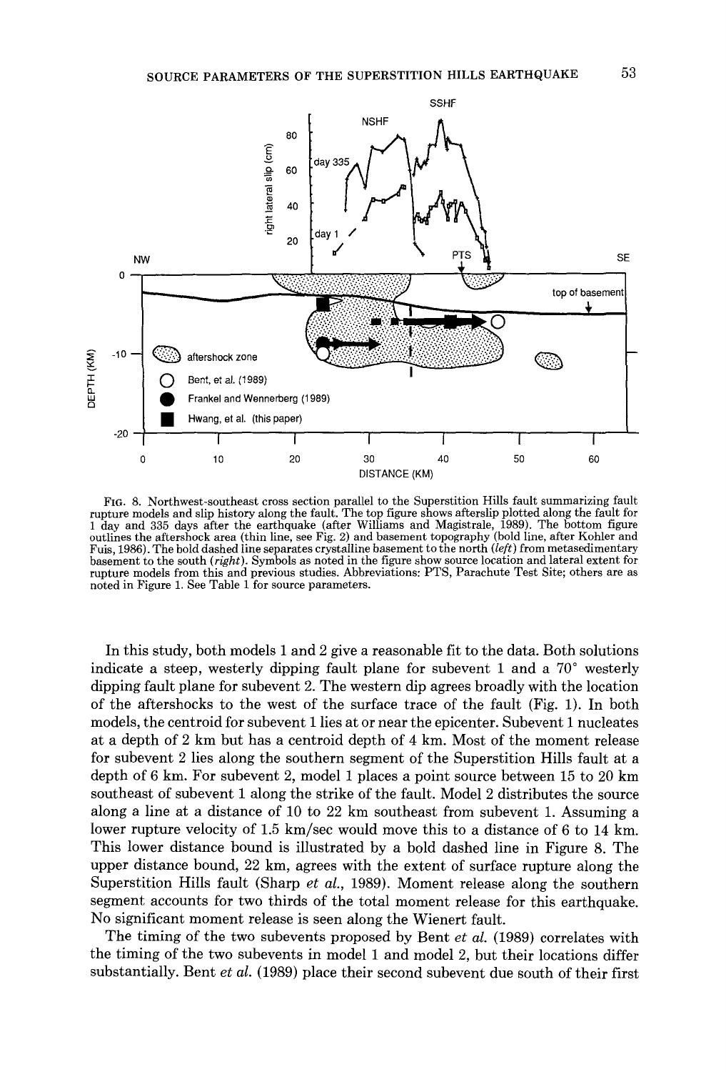FIG. 8. Northwest-southeast cross section parallel to the Superstition Hills fault summarizing fault rupture models and slip history along the fault. The top figure shows afterslip plotted along the fault for 1 day and 335 days after the earthquake (after Williams and Magistrale, 1989). The bottom figure outlines the aftershock area (thin line, see Fig. 2) and basement topography (bold line, after Kohler and Fuis, 1986). The bold dashed line separates crystalline basement to the north (*left*) from metasedimentary basement to the south (*right*). Symbols as noted in the figure show source location and lateral extent for rupture models from this and previous studies. Abbreviations: PTS, Parachute Test Site; others are as noted in Figure 1. See Table 1 for source parameters.

In this study, both models 1 and 2 give a reasonable fit to the data. Both solutions indicate a steep, westerly dipping fault plane for subevent 1 and a 70° westerly dipping fault plane for subevent 2. The western dip agrees broadly with the location of the aftershocks to the west of the surface trace of the fault (Fig. 1). In both models, the centroid for subevent 1 lies at or near the epicenter. Subevent 1 nucleates at a depth of 2 km but has a centroid depth of 4 km. Most of the moment release for subevent 2 lies along the southern segment of the Superstition Hills fault at a depth of 6 km. For subevent 2, model 1 places a point source between 15 to 20 km southeast of subevent 1 along the strike of the fault. Model 2 distributes the source along a line at a distance of 10 to 22 km southeast from subevent 1. Assuming a lower rupture velocity of 1.5 km/sec would move this to a distance of 6 to 14 km. This lower distance bound is illustrated by a bold dashed line in Figure 8. The upper distance bound, 22 km, agrees with the extent of surface rupture along the Superstition Hills fault (Sharp *et al.*, 1989). Moment release along the southern segment accounts for two thirds of the total moment release for this earthquake. No significant moment release is seen along the Wienert fault.

The timing of the two subevents proposed by Bent *et al.* (1989) correlates with the timing of the two subevents in model 1 and model 2, but their locations differ substantially. Bent *et al.* (1989) place their second subevent due south of their first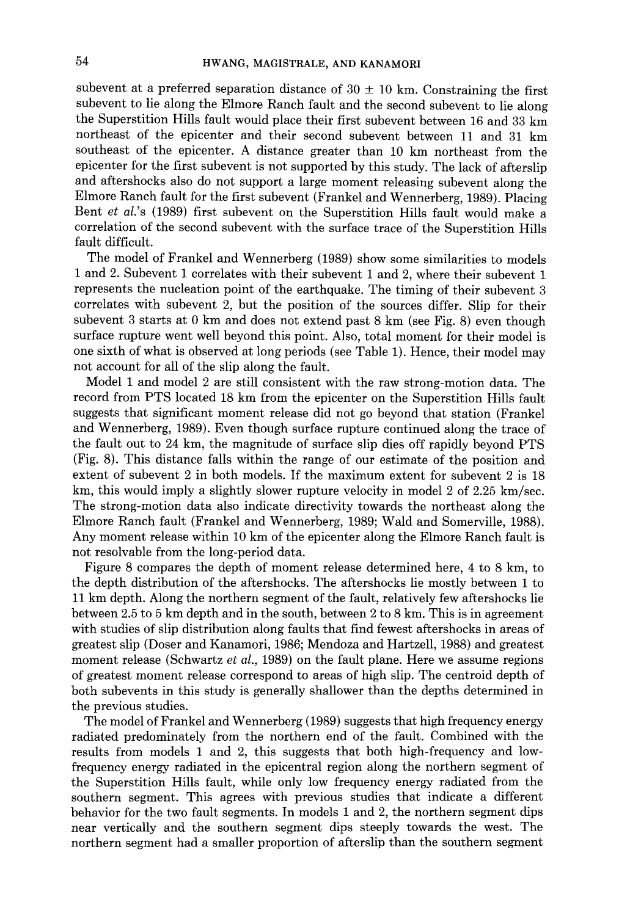subevent at a preferred separation distance of 30 ± 10 km. Constraining the first subevent to lie along the Elmore Ranch fault and the second subevent to lie along the Superstition Hills fault would place their first subevent between 16 and 33 km northeast of the epicenter and their second subevent between 11 and 31 km southeast of the epicenter. A distance greater than 10 km northeast from the epicenter for the first subevent is not supported by this study. The lack of afterslip and aftershocks also do not support a large moment releasing subevent along the Elmore Ranch fault for the first subevent (Frankel and Wennerberg, 1989). Placing Bent *et al.*'s (1989) first subevent on the Superstition Hills fault would make a correlation of the second subevent with the surface trace of the Superstition Hills fault difficult.

The model of Frankel and Wennerberg (1989) show some similarities to models 1 and 2. Subevent 1 correlates with their subevent 1 and 2, where their subevent 1 represents the nucleation point of the earthquake. The timing of their subevent 3 correlates with subevent 2, but the position of the sources differ. Slip for their subevent 3 starts at 0 km and does not extend past 8 km (see Fig. 8) even though surface rupture went well beyond this point. Also, total moment for their model is one sixth of what is observed at long periods (see Table 1). Hence, their model may not account for all of the slip along the fault.

Model 1 and model 2 are still consistent with the raw strong-motion data. The record from PTS located 18 km from the epicenter on the Superstition Hills fault suggests that significant moment release did not go beyond that station (Frankel and Wennerberg, 1989). Even though surface rupture continued along the trace of the fault out to 24 km, the magnitude of surface slip dies off rapidly beyond PTS (Fig. 8). This distance falls within the range of our estimate of the position and extent of subevent 2 in both models. If the maximum extent for subevent 2 is 18 km, this would imply a slightly slower rupture velocity in model 2 of 2.25 km/sec. The strong-motion data also indicate directivity towards the northeast along the Elmore Ranch fault (Frankel and Wennerberg, 1989; Wald and Somerville, 1988). Any moment release within 10 km of the epicenter along the Elmore Ranch fault is not resolvable from the long-period data.

Figure 8 compares the depth of moment release determined here, 4 to 8 km, to the depth distribution of the aftershocks. The aftershocks lie mostly between 1 to 11 km depth. Along the northern segment of the fault, relatively few aftershocks lie between 2.5 to 5 km depth and in the south, between 2 to 8 km. This is in agreement with studies of slip distribution along faults that find fewest aftershocks in areas of greatest slip (Doser and Kanamori, 1986; Mendoza and Hartzell, 1988) and greatest moment release (Schwartz *et al.*, 1989) on the fault plane. Here we assume regions of greatest moment release correspond to areas of high slip. The centroid depth of both subevents in this study is generally shallower than the depths determined in the previous studies.

The model of Frankel and Wennerberg (1989) suggests that high frequency energy radiated predominately from the northern end of the fault. Combined with the results from models 1 and 2, this suggests that both high-frequency and low-frequency energy radiated in the epicentral region along the northern segment of the Superstition Hills fault, while only low frequency energy radiated from the southern segment. This agrees with previous studies that indicate a different behavior for the two fault segments. In models 1 and 2, the northern segment dips near vertically and the southern segment dips steeply towards the west. The northern segment had a smaller proportion of afterslip than the southern segment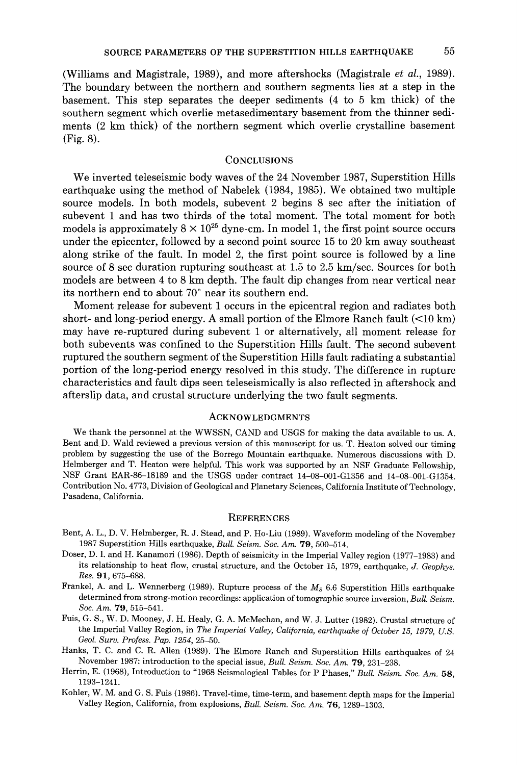(Williams and Magistrale, 1989), and more aftershocks (Magistrale *et al.*, 1989). The boundary between the northern and southern segments lies at a step in the basement. This step separates the deeper sediments (4 to 5 km thick) of the southern segment which overlie metasedimentary basement from the thinner sediments (2 km thick) of the northern segment which overlie crystalline basement (Fig. 8).

## Conclusions

We inverted teleseismic body waves of the 24 November 1987, Superstition Hills earthquake using the method of Nabelek (1984, 1985). We obtained two multiple source models. In both models, subevent 2 begins 8 sec after the initiation of subevent 1 and has two thirds of the total moment. The total moment for both models is approximately $8 \times 10^{25}$ dyne-cm. In model 1, the first point source occurs under the epicenter, followed by a second point source 15 to 20 km away southeast along strike of the fault. In model 2, the first point source is followed by a line source of 8 sec duration rupturing southeast at 1.5 to 2.5 km/sec. Sources for both models are between 4 to 8 km depth. The fault dip changes from near vertical near its northern end to about 70° near its southern end.

Moment release for subevent 1 occurs in the epicentral region and radiates both short- and long-period energy. A small portion of the Elmore Ranch fault (<10 km) may have re-ruptured during subevent 1 or alternatively, all moment release for both subevents was confined to the Superstition Hills fault. The second subevent ruptured the southern segment of the Superstition Hills fault radiating a substantial portion of the long-period energy resolved in this study. The difference in rupture characteristics and fault dips seen teleseismically is also reflected in aftershock and afterslip data, and crustal structure underlying the two fault segments.

## Acknowledgments

We thank the personnel at the WWSSN, CAND and USGS for making the data available to us. A. Bent and D. Wald reviewed a previous version of this manuscript for us. T. Heaton solved our timing problem by suggesting the use of the Borrego Mountain earthquake. Numerous discussions with D. Helmberger and T. Heaton were helpful. This work was supported by an NSF Graduate Fellowship, NSF Grant EAR-86-18189 and the USGS under contract 14-08-001-G1356 and 14-08-001-G1354. Contribution No. 4773, Division of Geological and Planetary Sciences, California Institute of Technology, Pasadena, California.

## References

Bent, A. L., D. V. Helmberger, R. J. Stead, and P. Ho-Liu (1989). Waveform modeling of the November 1987 Superstition Hills earthquake, *Bull. Seism. Soc. Am.* **79**, 500–514.

Doser, D. I. and H. Kanamori (1986). Depth of seismicity in the Imperial Valley region (1977–1983) and its relationship to heat flow, crustal structure, and the October 15, 1979, earthquake, *J. Geophys. Res.* **91**, 675–688.

Frankel, A. and L. Wennerberg (1989). Rupture process of the $M_S$ 6.6 Superstition Hills earthquake determined from strong-motion recordings: application of tomographic source inversion, *Bull. Seism. Soc. Am.* **79**, 515–541.

Fuis, G. S., W. D. Mooney, J. H. Healy, G. A. McMechan, and W. J. Lutter (1982). Crustal structure of the Imperial Valley Region, in *The Imperial Valley, California, earthquake of October 15, 1979, U.S. Geol. Surv. Profess. Pap. 1254*, 25–50.

Hanks, T. C. and C. R. Allen (1989). The Elmore Ranch and Superstition Hills earthquakes of 24 November 1987: introduction to the special issue, *Bull. Seism. Soc. Am.* **79**, 231–238.

Herrin, E. (1968), Introduction to "1968 Seismological Tables for P Phases," *Bull. Seism. Soc. Am.* **58**, 1193–1241.

Kohler, W. M. and G. S. Fuis (1986). Travel-time, time-term, and basement depth maps for the Imperial Valley Region, California, from explosions, *Bull. Seism. Soc. Am.* **76**, 1289–1303.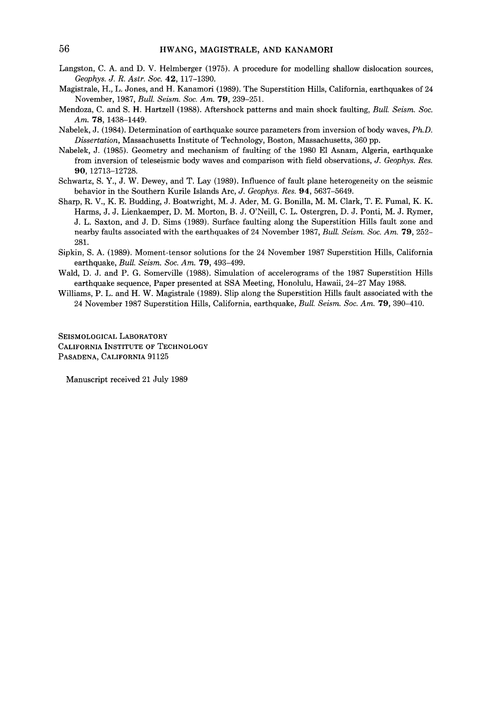Langston, C. A. and D. V. Helmberger (1975). A procedure for modelling shallow dislocation sources, *Geophys. J. R. Astr. Soc.* **42**, 117–1390.

Magistrale, H., L. Jones, and H. Kanamori (1989). The Superstition Hills, California, earthquakes of 24 November, 1987, *Bull. Seism. Soc. Am.* **79**, 239–251.

Mendoza, C. and S. H. Hartzell (1988). Aftershock patterns and main shock faulting, *Bull. Seism. Soc. Am.* **78**, 1438–1449.

Nabelek, J. (1984). Determination of earthquake source parameters from inversion of body waves, *Ph.D. Dissertation*, Massachusetts Institute of Technology, Boston, Massachusetts, 360 pp.

Nabelek, J. (1985). Geometry and mechanism of faulting of the 1980 El Asnam, Algeria, earthquake from inversion of teleseismic body waves and comparison with field observations, *J. Geophys. Res.* **90**, 12713–12728.

Schwartz, S. Y., J. W. Dewey, and T. Lay (1989). Influence of fault plane heterogeneity on the seismic behavior in the Southern Kurile Islands Arc, *J. Geophys. Res.* **94**, 5637–5649.

Sharp, R. V., K. E. Budding, J. Boatwright, M. J. Ader, M. G. Bonilla, M. M. Clark, T. E. Fumal, K. K. Harms, J. J. Lienkaemper, D. M. Morton, B. J. O'Neill, C. L. Ostergren, D. J. Ponti, M. J. Rymer, J. L. Saxton, and J. D. Sims (1989). Surface faulting along the Superstition Hills fault zone and nearby faults associated with the earthquakes of 24 November 1987, *Bull. Seism. Soc. Am.* **79**, 252–281.

Sipkin, S. A. (1989). Moment-tensor solutions for the 24 November 1987 Superstition Hills, California earthquake, *Bull. Seism. Soc. Am.* **79**, 493–499.

Wald, D. J. and P. G. Somerville (1988). Simulation of accelerograms of the 1987 Superstition Hills earthquake sequence, Paper presented at SSA Meeting, Honolulu, Hawaii, 24–27 May 1988.

Williams, P. L. and H. W. Magistrale (1989). Slip along the Superstition Hills fault associated with the 24 November 1987 Superstition Hills, California, earthquake, *Bull. Seism. Soc. Am.* **79**, 390–410.

Seismological Laboratory
California Institute of Technology
Pasadena, California 91125

Manuscript received 21 July 1989